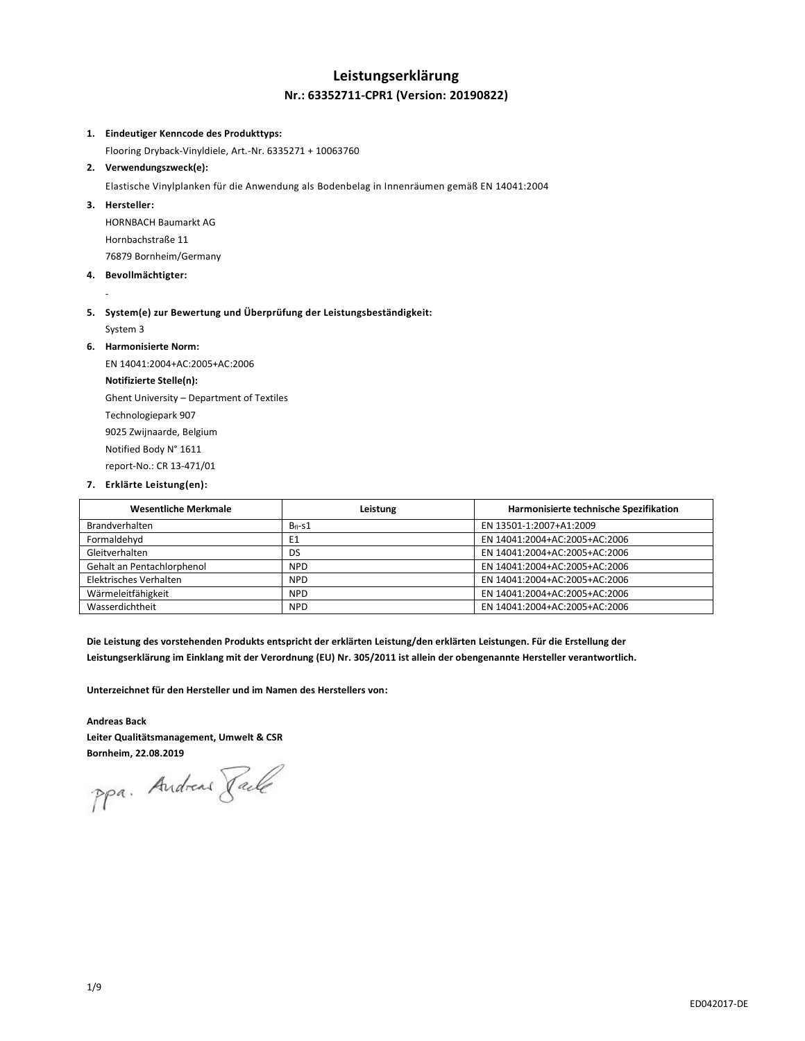# Leistungserklärung

## Nr.: 63352711-CPR1 (Version: 20190822)

1. **Eindeutiger Kenncode des Produkttyps:**
   Flooring Dryback-Vinyldiele, Art.-Nr. 6335271 + 10063760
2. **Verwendungszweck(e):**
   Elastische Vinylplanken für die Anwendung als Bodenbelag in Innenräumen gemäß EN 14041:2004
3. **Hersteller:**
   HORNBACH Baumarkt AG
   Hornbachstraße 11
   76879 Bornheim/Germany
4. **Bevollmächtigter:**
   -
5. **System(e) zur Bewertung und Überprüfung der Leistungsbeständigkeit:**
   System 3
6. **Harmonisierte Norm:**
   EN 14041:2004+AC:2005+AC:2006
   **Notifizierte Stelle(n):**
   Ghent University – Department of Textiles
   Technologiepark 907
   9025 Zwijnaarde, Belgium
   Notified Body N° 1611
   report-No.: CR 13-471/01
7. **Erklärte Leistung(en):**

| Wesentliche Merkmale | Leistung | Harmonisierte technische Spezifikation |
|---|---|---|
| Brandverhalten | $B_{fl}$-s1 | EN 13501-1:2007+A1:2009 |
| Formaldehyd | E1 | EN 14041:2004+AC:2005+AC:2006 |
| Gleitverhalten | DS | EN 14041:2004+AC:2005+AC:2006 |
| Gehalt an Pentachlorphenol | NPD | EN 14041:2004+AC:2005+AC:2006 |
| Elektrisches Verhalten | NPD | EN 14041:2004+AC:2005+AC:2006 |
| Wärmeleitfähigkeit | NPD | EN 14041:2004+AC:2005+AC:2006 |
| Wasserdichtheit | NPD | EN 14041:2004+AC:2005+AC:2006 |

**Die Leistung des vorstehenden Produkts entspricht der erklärten Leistung/den erklärten Leistungen. Für die Erstellung der Leistungserklärung im Einklang mit der Verordnung (EU) Nr. 305/2011 ist allein der obengenannte Hersteller verantwortlich.**

**Unterzeichnet für den Hersteller und im Namen des Herstellers von:**

**Andreas Back**
**Leiter Qualitätsmanagement, Umwelt & CSR**
**Bornheim, 22.08.2019**

ppa. Andreas Back

ED042017-DE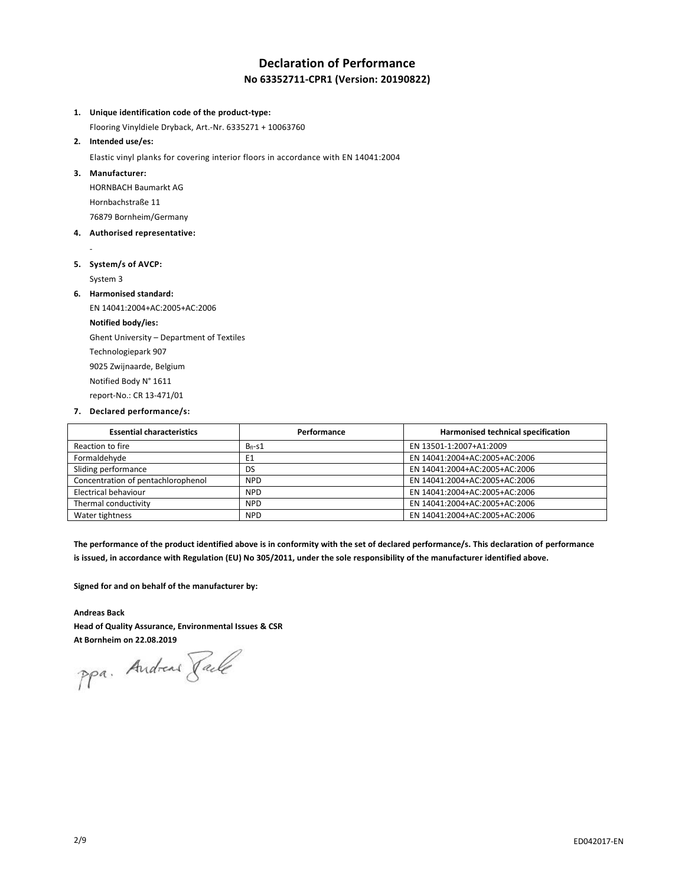# Declaration of Performance

## No 63352711-CPR1 (Version: 20190822)

1. **Unique identification code of the product-type:**

   Flooring Vinyldiele Dryback, Art.-Nr. 6335271 + 10063760

2. **Intended use/es:**

   Elastic vinyl planks for covering interior floors in accordance with EN 14041:2004

3. **Manufacturer:**

   HORNBACH Baumarkt AG

   Hornbachstraße 11

   76879 Bornheim/Germany

4. **Authorised representative:**

   -

5. **System/s of AVCP:**

   System 3

6. **Harmonised standard:**

   EN 14041:2004+AC:2005+AC:2006

   **Notified body/ies:**

   Ghent University – Department of Textiles

   Technologiepark 907

   9025 Zwijnaarde, Belgium

   Notified Body N° 1611

   report-No.: CR 13-471/01

7. **Declared performance/s:**

| Essential characteristics | Performance | Harmonised technical specification |
|---|---|---|
| Reaction to fire | $B_{fl}$-s1 | EN 13501-1:2007+A1:2009 |
| Formaldehyde | E1 | EN 14041:2004+AC:2005+AC:2006 |
| Sliding performance | DS | EN 14041:2004+AC:2005+AC:2006 |
| Concentration of pentachlorophenol | NPD | EN 14041:2004+AC:2005+AC:2006 |
| Electrical behaviour | NPD | EN 14041:2004+AC:2005+AC:2006 |
| Thermal conductivity | NPD | EN 14041:2004+AC:2005+AC:2006 |
| Water tightness | NPD | EN 14041:2004+AC:2005+AC:2006 |

**The performance of the product identified above is in conformity with the set of declared performance/s. This declaration of performance is issued, in accordance with Regulation (EU) No 305/2011, under the sole responsibility of the manufacturer identified above.**

**Signed for and on behalf of the manufacturer by:**

**Andreas Back**
**Head of Quality Assurance, Environmental Issues & CSR**
**At Bornheim on 22.08.2019**

ppa. Andreas Back

ED042017-EN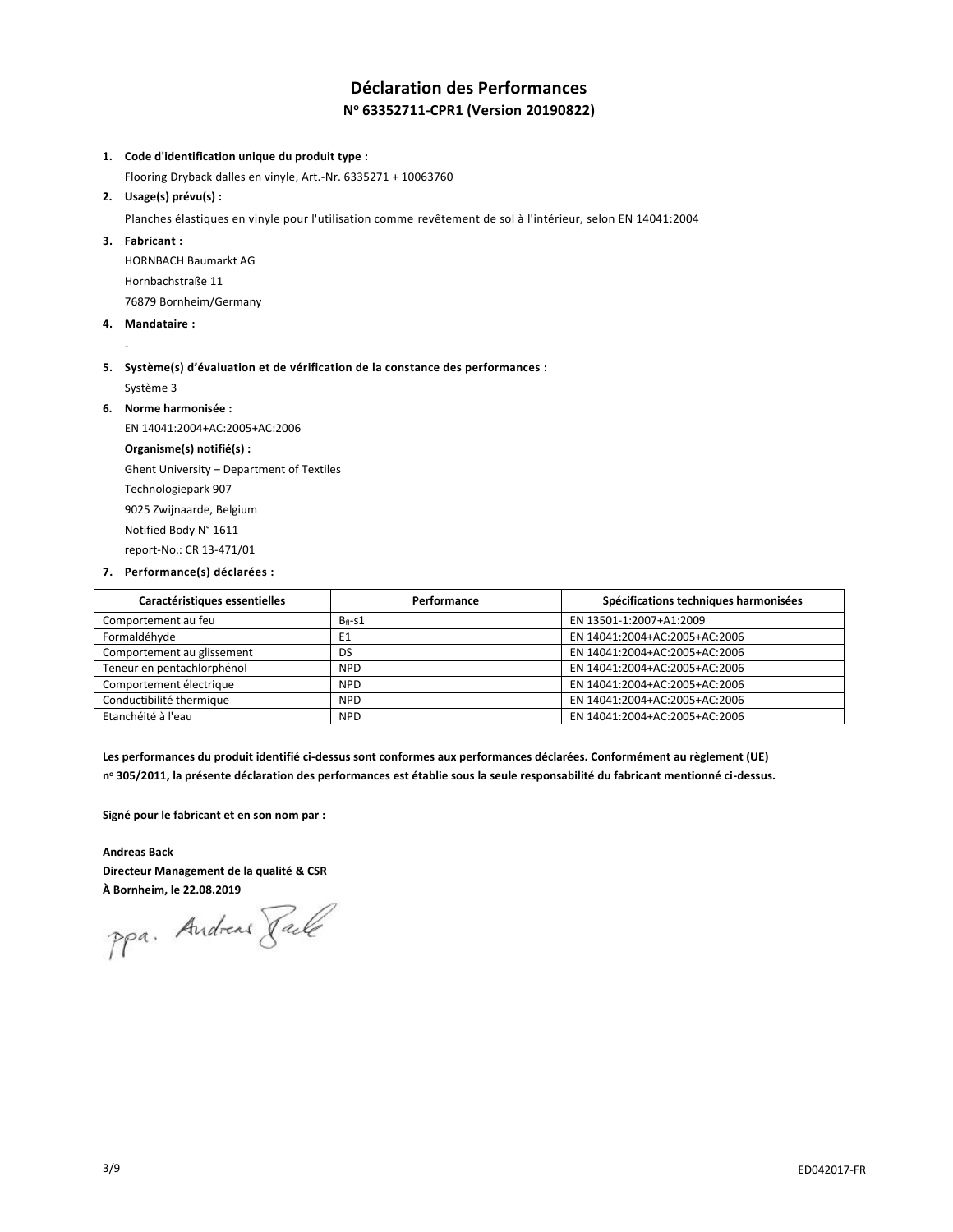# Déclaration des Performances

## N° 63352711-CPR1 (Version 20190822)

1. **Code d'identification unique du produit type :**

   Flooring Dryback dalles en vinyle, Art.-Nr. 6335271 + 10063760

2. **Usage(s) prévu(s) :**

   Planches élastiques en vinyle pour l'utilisation comme revêtement de sol à l'intérieur, selon EN 14041:2004

3. **Fabricant :**

   HORNBACH Baumarkt AG

   Hornbachstraße 11

   76879 Bornheim/Germany

4. **Mandataire :**

   -

5. **Système(s) d'évaluation et de vérification de la constance des performances :**

   Système 3

6. **Norme harmonisée :**

   EN 14041:2004+AC:2005+AC:2006

   **Organisme(s) notifié(s) :**

   Ghent University – Department of Textiles

   Technologiepark 907

   9025 Zwijnaarde, Belgium

   Notified Body N° 1611

   report-No.: CR 13-471/01

7. **Performance(s) déclarées :**

| Caractéristiques essentielles | Performance | Spécifications techniques harmonisées |
|---|---|---|
| Comportement au feu | $B_{fl}$-s1 | EN 13501-1:2007+A1:2009 |
| Formaldéhyde | E1 | EN 14041:2004+AC:2005+AC:2006 |
| Comportement au glissement | DS | EN 14041:2004+AC:2005+AC:2006 |
| Teneur en pentachlorphénol | NPD | EN 14041:2004+AC:2005+AC:2006 |
| Comportement électrique | NPD | EN 14041:2004+AC:2005+AC:2006 |
| Conductibilité thermique | NPD | EN 14041:2004+AC:2005+AC:2006 |
| Etanchéité à l'eau | NPD | EN 14041:2004+AC:2005+AC:2006 |

**Les performances du produit identifié ci-dessus sont conformes aux performances déclarées. Conformément au règlement (UE) n° 305/2011, la présente déclaration des performances est établie sous la seule responsabilité du fabricant mentionné ci-dessus.**

**Signé pour le fabricant et en son nom par :**

**Andreas Back**
**Directeur Management de la qualité & CSR**
**À Bornheim, le 22.08.2019**

ppa. Andreas Back

ED042017-FR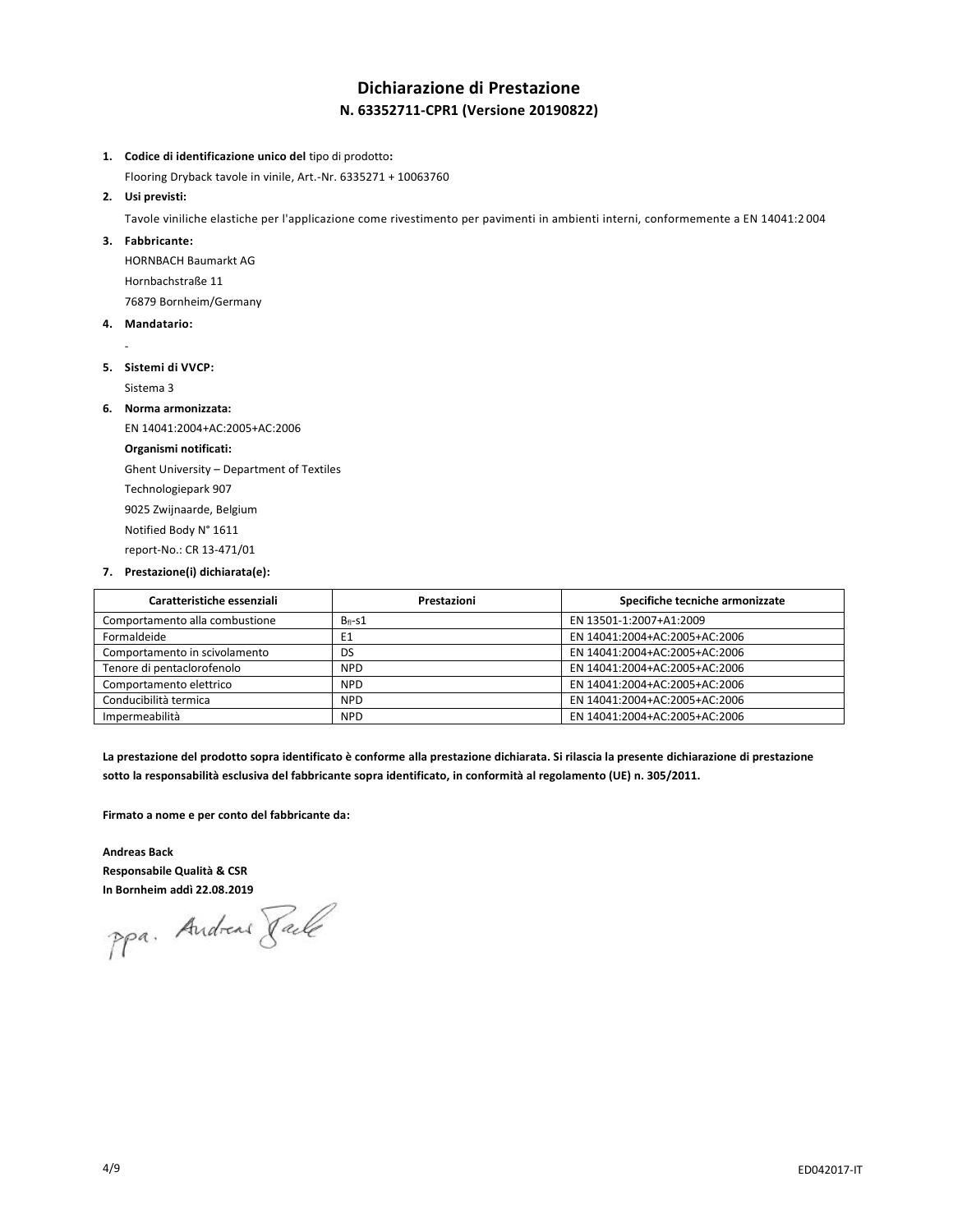# Dichiarazione di Prestazione

## N. 63352711-CPR1 (Versione 20190822)

1. **Codice di identificazione unico del** tipo di prodotto**:**
   Flooring Dryback tavole in vinile, Art.-Nr. 6335271 + 10063760
2. **Usi previsti:**
   Tavole viniliche elastiche per l'applicazione come rivestimento per pavimenti in ambienti interni, conformemente a EN 14041:2 004
3. **Fabbricante:**
   HORNBACH Baumarkt AG
   Hornbachstraße 11
   76879 Bornheim/Germany
4. **Mandatario:**
   -
5. **Sistemi di VVCP:**
   Sistema 3
6. **Norma armonizzata:**
   EN 14041:2004+AC:2005+AC:2006
   **Organismi notificati:**
   Ghent University – Department of Textiles
   Technologiepark 907
   9025 Zwijnaarde, Belgium
   Notified Body N° 1611
   report-No.: CR 13-471/01
7. **Prestazione(i) dichiarata(e):**

| Caratteristiche essenziali | Prestazioni | Specifiche tecniche armonizzate |
|---|---|---|
| Comportamento alla combustione | $B_{fl}$-s1 | EN 13501-1:2007+A1:2009 |
| Formaldeide | E1 | EN 14041:2004+AC:2005+AC:2006 |
| Comportamento in scivolamento | DS | EN 14041:2004+AC:2005+AC:2006 |
| Tenore di pentaclorofenolo | NPD | EN 14041:2004+AC:2005+AC:2006 |
| Comportamento elettrico | NPD | EN 14041:2004+AC:2005+AC:2006 |
| Conducibilità termica | NPD | EN 14041:2004+AC:2005+AC:2006 |
| Impermeabilità | NPD | EN 14041:2004+AC:2005+AC:2006 |

**La prestazione del prodotto sopra identificato è conforme alla prestazione dichiarata. Si rilascia la presente dichiarazione di prestazione sotto la responsabilità esclusiva del fabbricante sopra identificato, in conformità al regolamento (UE) n. 305/2011.**

**Firmato a nome e per conto del fabbricante da:**

**Andreas Back**
**Responsabile Qualità & CSR**
**In Bornheim addì 22.08.2019**

ppa. Andreas Back

ED042017-IT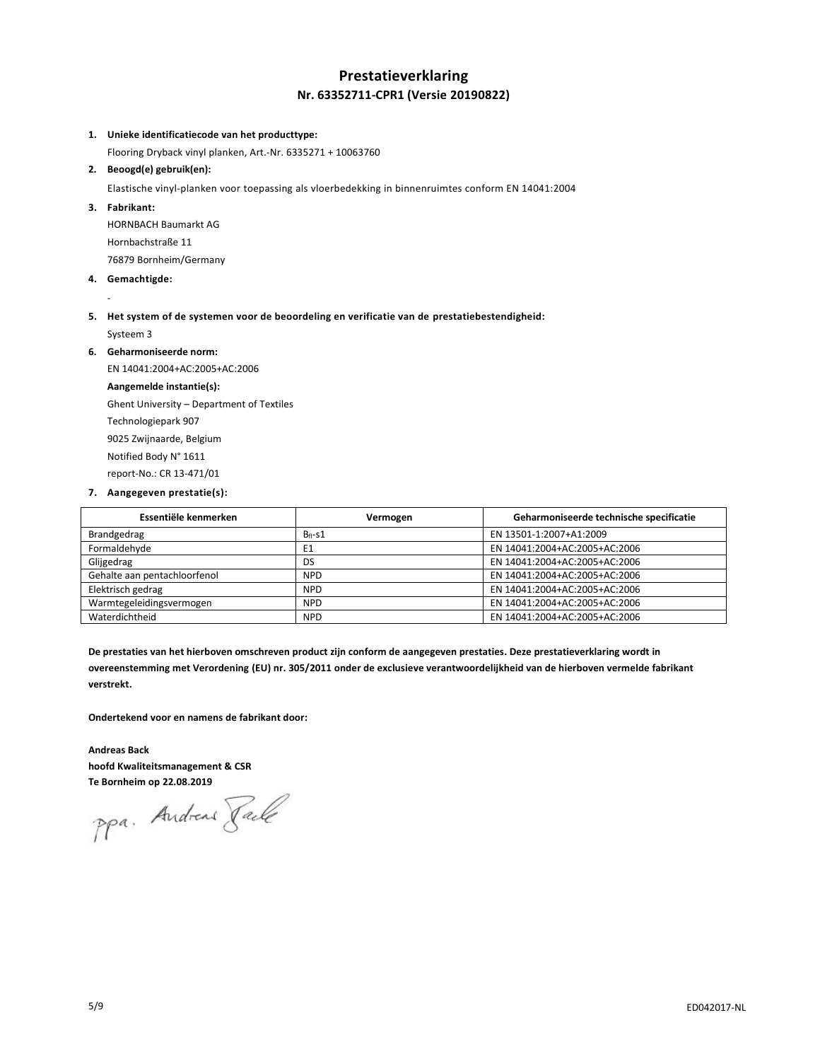# Prestatieverklaring

## Nr. 63352711-CPR1 (Versie 20190822)

1. **Unieke identificatiecode van het producttype:**

   Flooring Dryback vinyl planken, Art.-Nr. 6335271 + 10063760

2. **Beoogd(e) gebruik(en):**

   Elastische vinyl-planken voor toepassing als vloerbedekking in binnenruimtes conform EN 14041:2004

3. **Fabrikant:**

   HORNBACH Baumarkt AG

   Hornbachstraße 11

   76879 Bornheim/Germany

4. **Gemachtigde:**

   -

5. **Het system of de systemen voor de beoordeling en verificatie van de prestatiebestendigheid:**

   Systeem 3

6. **Geharmoniseerde norm:**

   EN 14041:2004+AC:2005+AC:2006

   **Aangemelde instantie(s):**

   Ghent University – Department of Textiles

   Technologiepark 907

   9025 Zwijnaarde, Belgium

   Notified Body N° 1611

   report-No.: CR 13-471/01

7. **Aangegeven prestatie(s):**

| Essentiële kenmerken | Vermogen | Geharmoniseerde technische specificatie |
|---|---|---|
| Brandgedrag | $B_{fl}$-s1 | EN 13501-1:2007+A1:2009 |
| Formaldehyde | E1 | EN 14041:2004+AC:2005+AC:2006 |
| Glijgedrag | DS | EN 14041:2004+AC:2005+AC:2006 |
| Gehalte aan pentachloorfenol | NPD | EN 14041:2004+AC:2005+AC:2006 |
| Elektrisch gedrag | NPD | EN 14041:2004+AC:2005+AC:2006 |
| Warmtegeleidingsvermogen | NPD | EN 14041:2004+AC:2005+AC:2006 |
| Waterdichtheid | NPD | EN 14041:2004+AC:2005+AC:2006 |

**De prestaties van het hierboven omschreven product zijn conform de aangegeven prestaties. Deze prestatieverklaring wordt in overeenstemming met Verordening (EU) nr. 305/2011 onder de exclusieve verantwoordelijkheid van de hierboven vermelde fabrikant verstrekt.**

**Ondertekend voor en namens de fabrikant door:**

**Andreas Back**
**hoofd Kwaliteitsmanagement & CSR**
**Te Bornheim op 22.08.2019**

ppa. Andreas Back

ED042017-NL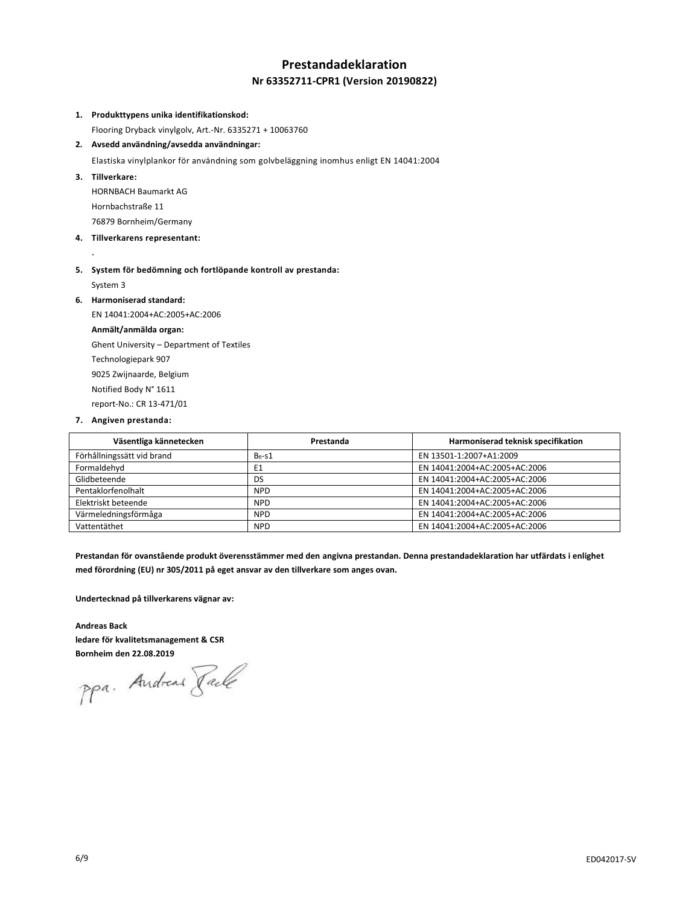# Prestandadeklaration

## Nr 63352711-CPR1 (Version 20190822)

1. **Produkttypens unika identifikationskod:**

   Flooring Dryback vinylgolv, Art.-Nr. 6335271 + 10063760

2. **Avsedd användning/avsedda användningar:**

   Elastiska vinylplankor för användning som golvbeläggning inomhus enligt EN 14041:2004

3. **Tillverkare:**

   HORNBACH Baumarkt AG

   Hornbachstraße 11

   76879 Bornheim/Germany

4. **Tillverkarens representant:**

   -

5. **System för bedömning och fortlöpande kontroll av prestanda:**

   System 3

6. **Harmoniserad standard:**

   EN 14041:2004+AC:2005+AC:2006

   **Anmält/anmälda organ:**

   Ghent University – Department of Textiles

   Technologiepark 907

   9025 Zwijnaarde, Belgium

   Notified Body N° 1611

   report-No.: CR 13-471/01

7. **Angiven prestanda:**

| Väsentliga kännetecken | Prestanda | Harmoniserad teknisk specifikation |
|---|---|---|
| Förhållningssätt vid brand | $B_{fl}$-s1 | EN 13501-1:2007+A1:2009 |
| Formaldehyd | E1 | EN 14041:2004+AC:2005+AC:2006 |
| Glidbeteende | DS | EN 14041:2004+AC:2005+AC:2006 |
| Pentaklorfenolhalt | NPD | EN 14041:2004+AC:2005+AC:2006 |
| Elektriskt beteende | NPD | EN 14041:2004+AC:2005+AC:2006 |
| Värmeledningsförmåga | NPD | EN 14041:2004+AC:2005+AC:2006 |
| Vattentäthet | NPD | EN 14041:2004+AC:2005+AC:2006 |

**Prestandan för ovanstående produkt överensstämmer med den angivna prestandan. Denna prestandadeklaration har utfärdats i enlighet med förordning (EU) nr 305/2011 på eget ansvar av den tillverkare som anges ovan.**

**Undertecknad på tillverkarens vägnar av:**

**Andreas Back**
**ledare för kvalitetsmanagement & CSR**
**Bornheim den 22.08.2019**

ppa. Andreas Back

ED042017-SV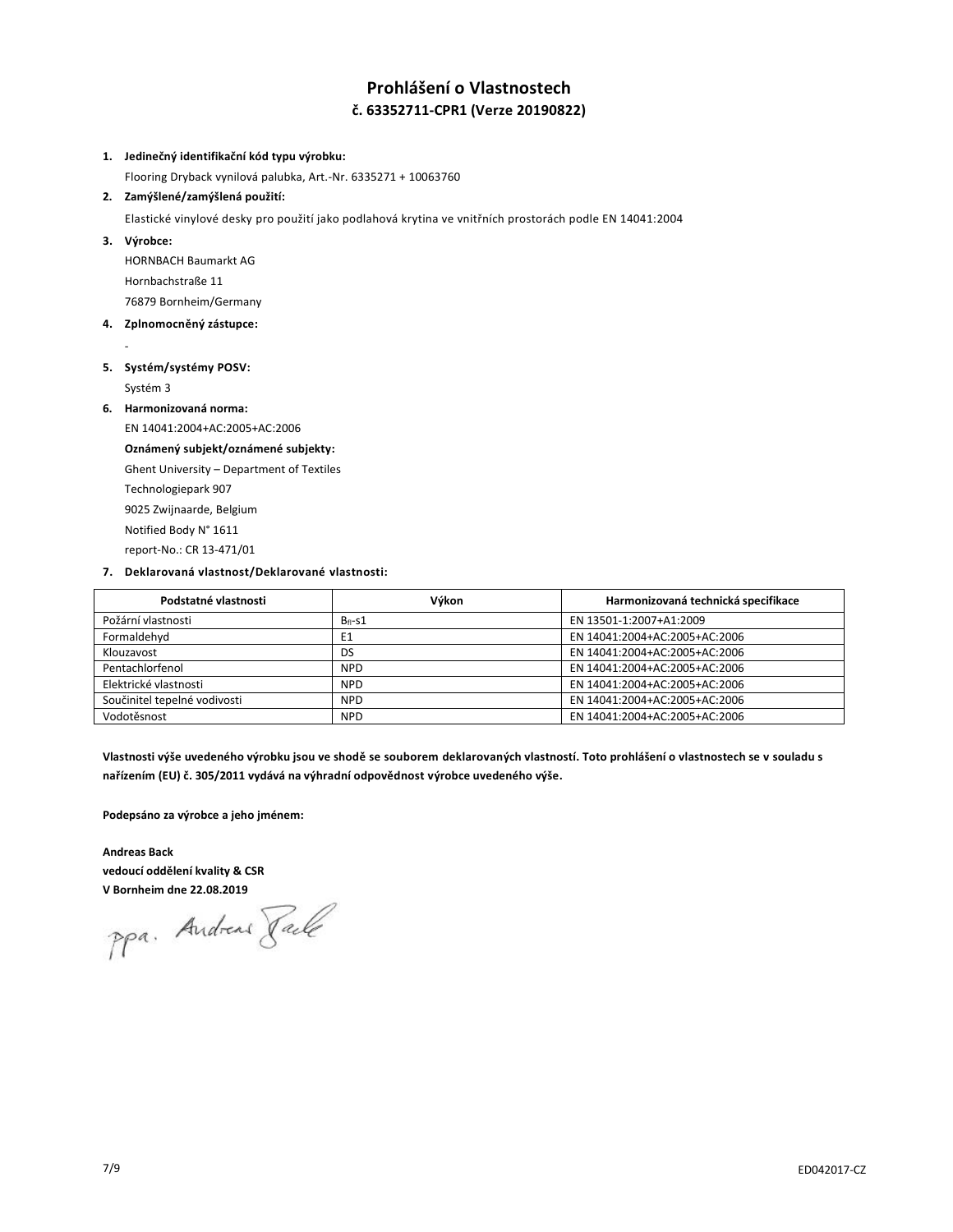# Prohlášení o Vlastnostech

## č. 63352711-CPR1 (Verze 20190822)

1. **Jedinečný identifikační kód typu výrobku:**
   Flooring Dryback vynilová palubka, Art.-Nr. 6335271 + 10063760
2. **Zamýšlené/zamýšlená použití:**
   Elastické vinylové desky pro použití jako podlahová krytina ve vnitřních prostorách podle EN 14041:2004
3. **Výrobce:**
   HORNBACH Baumarkt AG
   Hornbachstraße 11
   76879 Bornheim/Germany
4. **Zplnomocněný zástupce:**
   -
5. **Systém/systémy POSV:**
   Systém 3
6. **Harmonizovaná norma:**
   EN 14041:2004+AC:2005+AC:2006
   **Oznámený subjekt/oznámené subjekty:**
   Ghent University – Department of Textiles
   Technologiepark 907
   9025 Zwijnaarde, Belgium
   Notified Body N° 1611
   report-No.: CR 13-471/01
7. **Deklarovaná vlastnost/Deklarované vlastnosti:**

| Podstatné vlastnosti | Výkon | Harmonizovaná technická specifikace |
|---|---|---|
| Požární vlastnosti | $B_{fl}$-s1 | EN 13501-1:2007+A1:2009 |
| Formaldehyd | E1 | EN 14041:2004+AC:2005+AC:2006 |
| Klouzavost | DS | EN 14041:2004+AC:2005+AC:2006 |
| Pentachlorfenol | NPD | EN 14041:2004+AC:2005+AC:2006 |
| Elektrické vlastnosti | NPD | EN 14041:2004+AC:2005+AC:2006 |
| Součinitel tepelné vodivosti | NPD | EN 14041:2004+AC:2005+AC:2006 |
| Vodotěsnost | NPD | EN 14041:2004+AC:2005+AC:2006 |

**Vlastnosti výše uvedeného výrobku jsou ve shodě se souborem deklarovaných vlastností. Toto prohlášení o vlastnostech se v souladu s nařízením (EU) č. 305/2011 vydává na výhradní odpovědnost výrobce uvedeného výše.**

**Podepsáno za výrobce a jeho jménem:**

**Andreas Back**
**vedoucí oddělení kvality & CSR**
**V Bornheim dne 22.08.2019**

ppa. Andreas Back

ED042017-CZ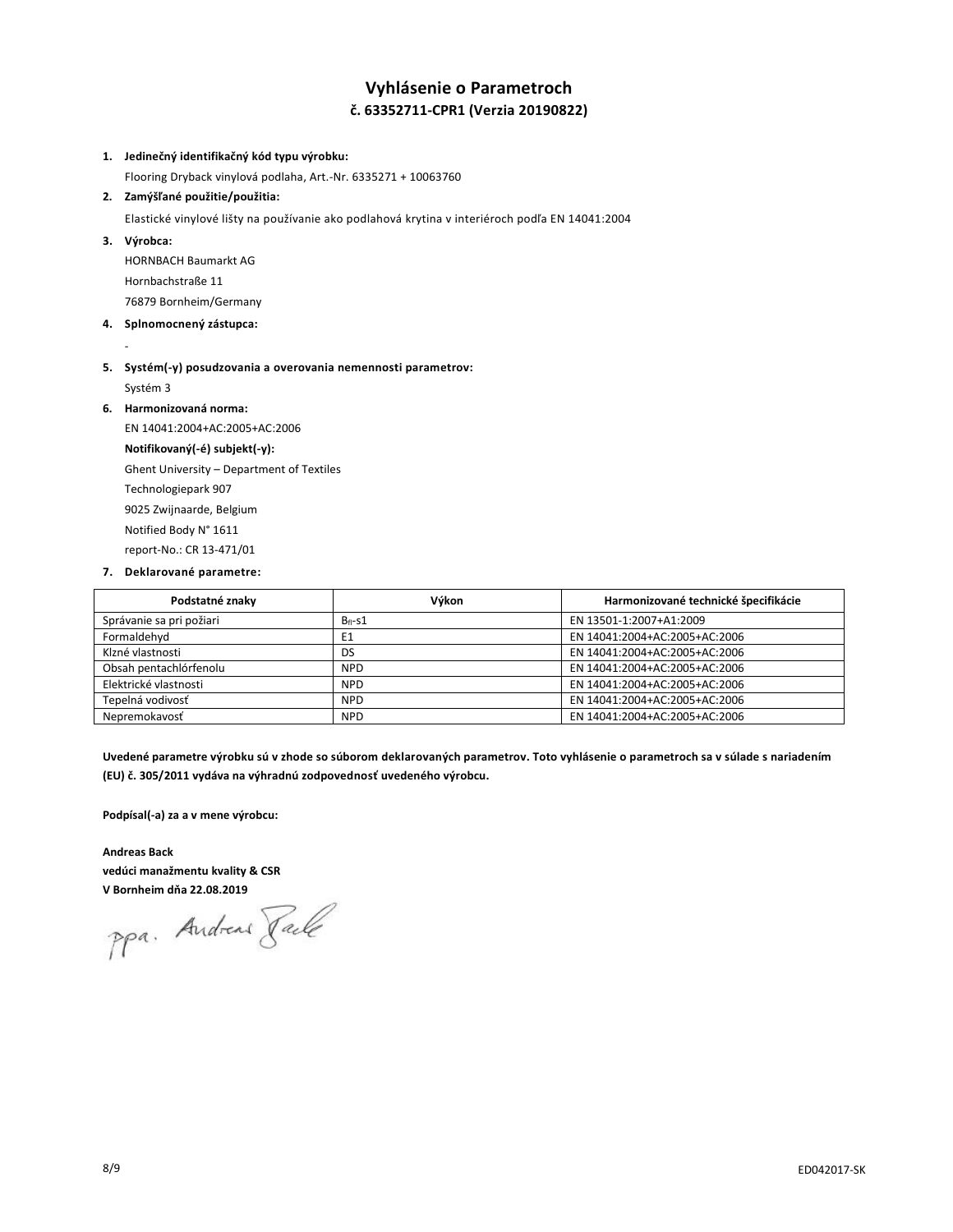# Vyhlásenie o Parametroch

## č. 63352711-CPR1 (Verzia 20190822)

1. **Jedinečný identifikačný kód typu výrobku:**

   Flooring Dryback vinylová podlaha, Art.-Nr. 6335271 + 10063760

2. **Zamýšľané použitie/použitia:**

   Elastické vinylové lišty na používanie ako podlahová krytina v interiéroch podľa EN 14041:2004

3. **Výrobca:**

   HORNBACH Baumarkt AG

   Hornbachstraße 11

   76879 Bornheim/Germany

4. **Splnomocnený zástupca:**

   -

5. **Systém(-y) posudzovania a overovania nemennosti parametrov:**

   Systém 3

6. **Harmonizovaná norma:**

   EN 14041:2004+AC:2005+AC:2006

   **Notifikovaný(-é) subjekt(-y):**

   Ghent University – Department of Textiles

   Technologiepark 907

   9025 Zwijnaarde, Belgium

   Notified Body N° 1611

   report-No.: CR 13-471/01

7. **Deklarované parametre:**

| Podstatné znaky | Výkon | Harmonizované technické špecifikácie |
|---|---|---|
| Správanie sa pri požiari | $B_{fl}$-s1 | EN 13501-1:2007+A1:2009 |
| Formaldehyd | E1 | EN 14041:2004+AC:2005+AC:2006 |
| Klzné vlastnosti | DS | EN 14041:2004+AC:2005+AC:2006 |
| Obsah pentachlórfenolu | NPD | EN 14041:2004+AC:2005+AC:2006 |
| Elektrické vlastnosti | NPD | EN 14041:2004+AC:2005+AC:2006 |
| Tepelná vodivosť | NPD | EN 14041:2004+AC:2005+AC:2006 |
| Nepremokavosť | NPD | EN 14041:2004+AC:2005+AC:2006 |

**Uvedené parametre výrobku sú v zhode so súborom deklarovaných parametrov. Toto vyhlásenie o parametroch sa v súlade s nariadením (EU) č. 305/2011 vydáva na výhradnú zodpovednosť uvedeného výrobcu.**

**Podpísal(-a) za a v mene výrobcu:**

**Andreas Back**
**vedúci manažmentu kvality & CSR**
**V Bornheim dňa 22.08.2019**

ppa. Andreas Back

ED042017-SK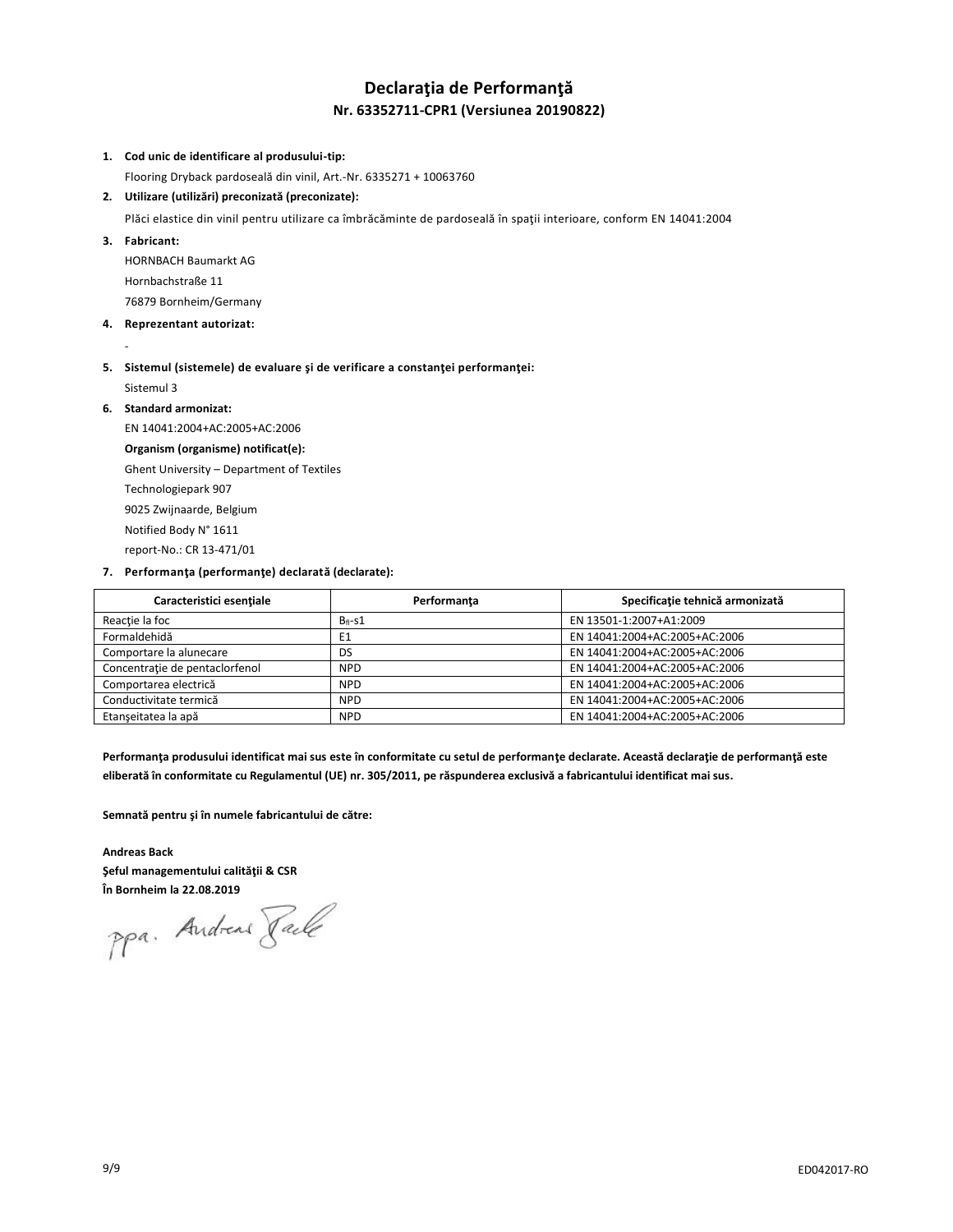# Declaraţia de Performanţă

## Nr. 63352711-CPR1 (Versiunea 20190822)

1. **Cod unic de identificare al produsului-tip:**

   Flooring Dryback pardoseală din vinil, Art.-Nr. 6335271 + 10063760

2. **Utilizare (utilizări) preconizată (preconizate):**

   Plăci elastice din vinil pentru utilizare ca îmbrăcăminte de pardoseală în spaţii interioare, conform EN 14041:2004

3. **Fabricant:**

   HORNBACH Baumarkt AG

   Hornbachstraße 11

   76879 Bornheim/Germany

4. **Reprezentant autorizat:**

   -

5. **Sistemul (sistemele) de evaluare şi de verificare a constanţei performanţei:**

   Sistemul 3

6. **Standard armonizat:**

   EN 14041:2004+AC:2005+AC:2006

   **Organism (organisme) notificat(e):**

   Ghent University – Department of Textiles

   Technologiepark 907

   9025 Zwijnaarde, Belgium

   Notified Body N° 1611

   report-No.: CR 13-471/01

7. **Performanţa (performanţe) declarată (declarate):**

| Caracteristici esenţiale | Performanţa | Specificaţie tehnică armonizată |
|---|---|---|
| Reacţie la foc | $B_{fl}$-s1 | EN 13501-1:2007+A1:2009 |
| Formaldehidă | E1 | EN 14041:2004+AC:2005+AC:2006 |
| Comportare la alunecare | DS | EN 14041:2004+AC:2005+AC:2006 |
| Concentraţie de pentaclorfenol | NPD | EN 14041:2004+AC:2005+AC:2006 |
| Comportarea electrică | NPD | EN 14041:2004+AC:2005+AC:2006 |
| Conductivitate termică | NPD | EN 14041:2004+AC:2005+AC:2006 |
| Etanşeitatea la apă | NPD | EN 14041:2004+AC:2005+AC:2006 |

**Performanţa produsului identificat mai sus este în conformitate cu setul de performanţe declarate. Această declaraţie de performanţă este eliberată în conformitate cu Regulamentul (UE) nr. 305/2011, pe răspunderea exclusivă a fabricantului identificat mai sus.**

**Semnată pentru şi în numele fabricantului de către:**

**Andreas Back**
**Şeful managementului calităţii & CSR**
**În Bornheim la 22.08.2019**

ppa. Andreas Back

ED042017-RO